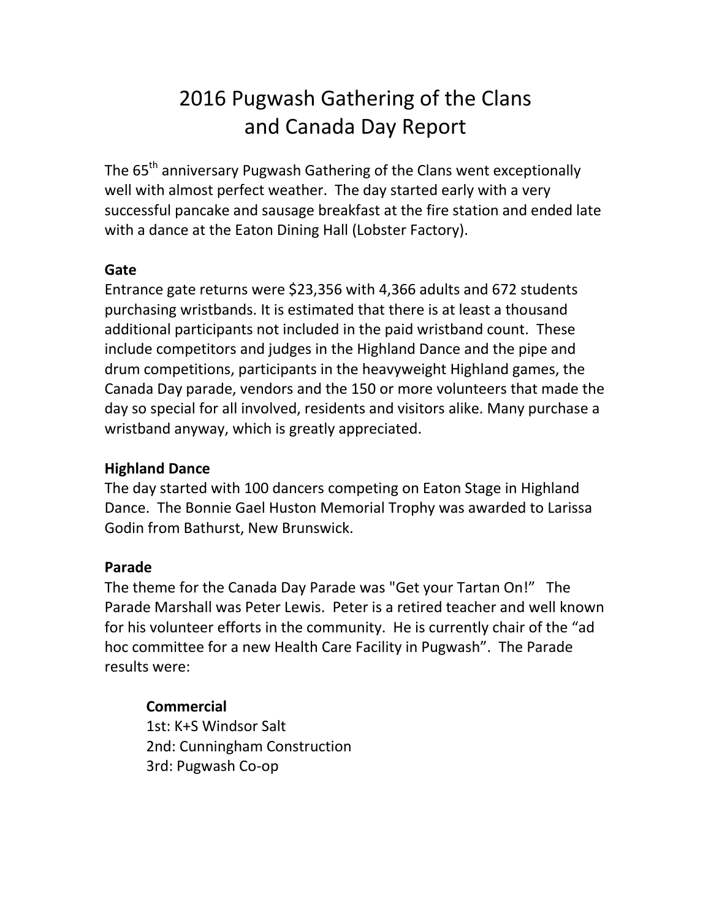# 2016 Pugwash Gathering of the Clans and Canada Day Report

The 65th anniversary Pugwash Gathering of the Clans went exceptionally well with almost perfect weather. The day started early with a very successful pancake and sausage breakfast at the fire station and ended late with a dance at the Eaton Dining Hall (Lobster Factory).

**Gate**

Entrance gate returns were $23,356 with 4,366 adults and 672 students purchasing wristbands. It is estimated that there is at least a thousand additional participants not included in the paid wristband count. These include competitors and judges in the Highland Dance and the pipe and drum competitions, participants in the heavyweight Highland games, the Canada Day parade, vendors and the 150 or more volunteers that made the day so special for all involved, residents and visitors alike. Many purchase a wristband anyway, which is greatly appreciated.

**Highland Dance**

The day started with 100 dancers competing on Eaton Stage in Highland Dance. The Bonnie Gael Huston Memorial Trophy was awarded to Larissa Godin from Bathurst, New Brunswick.

**Parade**

The theme for the Canada Day Parade was "Get your Tartan On!" The Parade Marshall was Peter Lewis. Peter is a retired teacher and well known for his volunteer efforts in the community. He is currently chair of the "ad hoc committee for a new Health Care Facility in Pugwash". The Parade results were:

**Commercial**

1st: K+S Windsor Salt
2nd: Cunningham Construction
3rd: Pugwash Co-op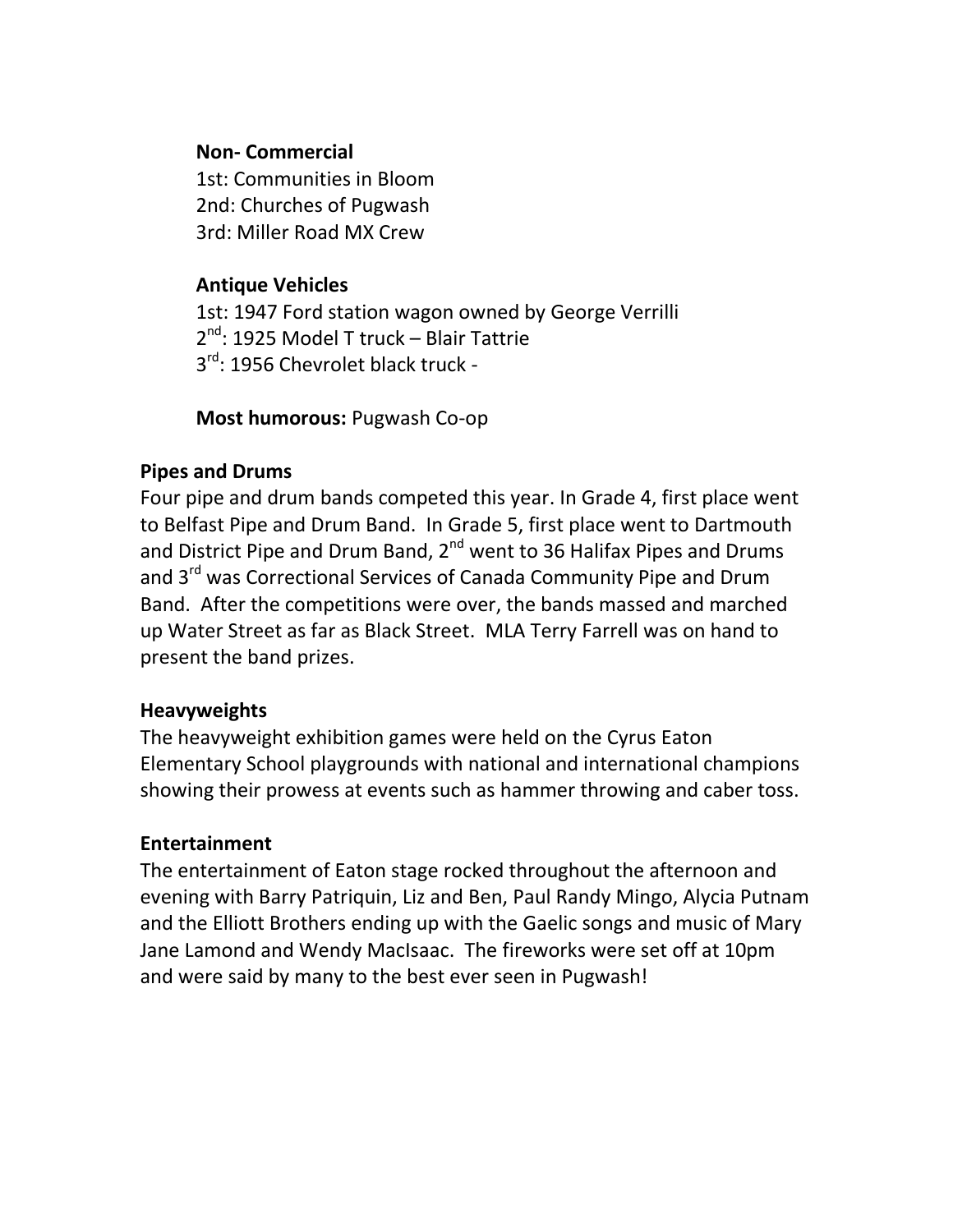**Non- Commercial**
1st: Communities in Bloom
2nd: Churches of Pugwash
3rd: Miller Road MX Crew

**Antique Vehicles**
1st: 1947 Ford station wagon owned by George Verrilli
2nd: 1925 Model T truck – Blair Tattrie
3rd: 1956 Chevrolet black truck -

**Most humorous:** Pugwash Co-op

**Pipes and Drums**

Four pipe and drum bands competed this year. In Grade 4, first place went to Belfast Pipe and Drum Band. In Grade 5, first place went to Dartmouth and District Pipe and Drum Band, 2nd went to 36 Halifax Pipes and Drums and 3rd was Correctional Services of Canada Community Pipe and Drum Band. After the competitions were over, the bands massed and marched up Water Street as far as Black Street. MLA Terry Farrell was on hand to present the band prizes.

**Heavyweights**

The heavyweight exhibition games were held on the Cyrus Eaton Elementary School playgrounds with national and international champions showing their prowess at events such as hammer throwing and caber toss.

**Entertainment**

The entertainment of Eaton stage rocked throughout the afternoon and evening with Barry Patriquin, Liz and Ben, Paul Randy Mingo, Alycia Putnam and the Elliott Brothers ending up with the Gaelic songs and music of Mary Jane Lamond and Wendy MacIsaac. The fireworks were set off at 10pm and were said by many to the best ever seen in Pugwash!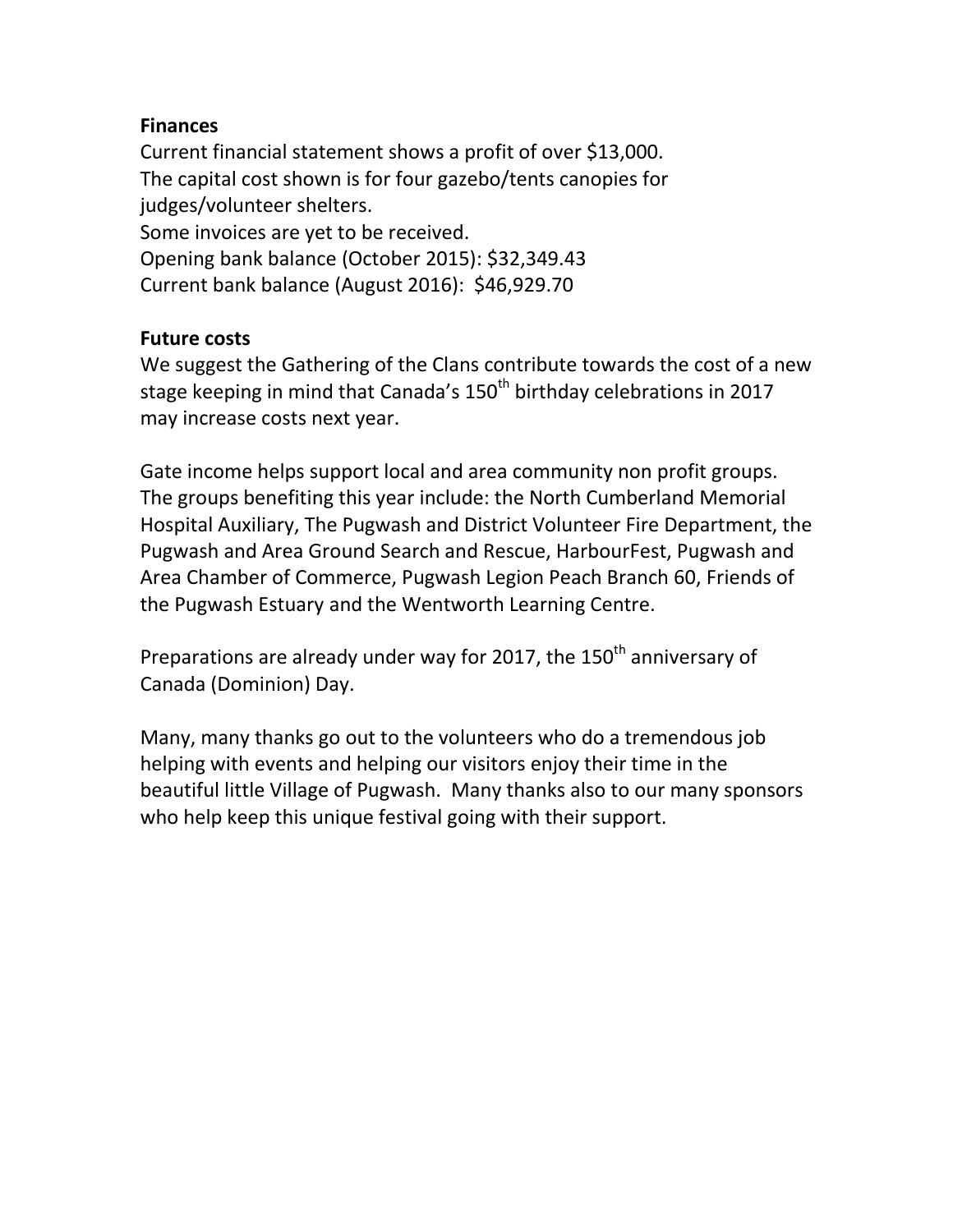**Finances**

Current financial statement shows a profit of over $13,000.
The capital cost shown is for four gazebo/tents canopies for judges/volunteer shelters.
Some invoices are yet to be received.
Opening bank balance (October 2015): $32,349.43
Current bank balance (August 2016): $46,929.70

**Future costs**

We suggest the Gathering of the Clans contribute towards the cost of a new stage keeping in mind that Canada's 150th birthday celebrations in 2017 may increase costs next year.

Gate income helps support local and area community non profit groups. The groups benefiting this year include: the North Cumberland Memorial Hospital Auxiliary, The Pugwash and District Volunteer Fire Department, the Pugwash and Area Ground Search and Rescue, HarbourFest, Pugwash and Area Chamber of Commerce, Pugwash Legion Peach Branch 60, Friends of the Pugwash Estuary and the Wentworth Learning Centre.

Preparations are already under way for 2017, the 150th anniversary of Canada (Dominion) Day.

Many, many thanks go out to the volunteers who do a tremendous job helping with events and helping our visitors enjoy their time in the beautiful little Village of Pugwash. Many thanks also to our many sponsors who help keep this unique festival going with their support.